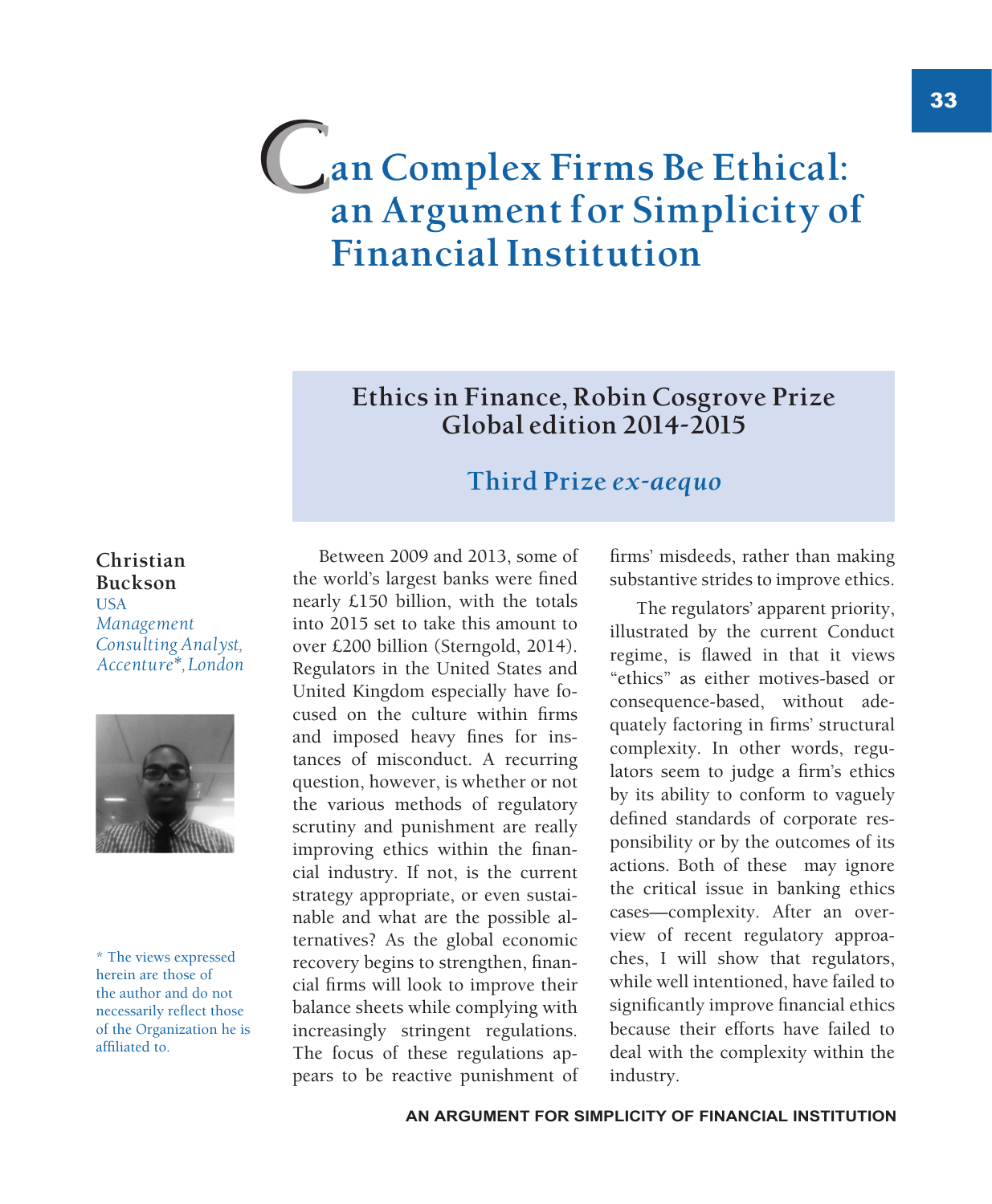# Can Complex Firms Be Ethical: an Argument for Simplicity of Financial Institution

## Ethics in Finance, Robin Cosgrove Prize Global edition 2014-2015

### Third Prize *ex-aequo*

**Christian Buckson**
USA
*Management Consulting Analyst, Accenture*, London*

\* The views expressed herein are those of the author and do not necessarily reflect those of the Organization he is affiliated to.

Between 2009 and 2013, some of the world's largest banks were fined nearly £150 billion, with the totals into 2015 set to take this amount to over £200 billion (Sterngold, 2014). Regulators in the United States and United Kingdom especially have focused on the culture within firms and imposed heavy fines for instances of misconduct. A recurring question, however, is whether or not the various methods of regulatory scrutiny and punishment are really improving ethics within the financial industry. If not, is the current strategy appropriate, or even sustainable and what are the possible alternatives? As the global economic recovery begins to strengthen, financial firms will look to improve their balance sheets while complying with increasingly stringent regulations. The focus of these regulations appears to be reactive punishment of firms' misdeeds, rather than making substantive strides to improve ethics.

The regulators' apparent priority, illustrated by the current Conduct regime, is flawed in that it views "ethics" as either motives-based or consequence-based, without adequately factoring in firms' structural complexity. In other words, regulators seem to judge a firm's ethics by its ability to conform to vaguely defined standards of corporate responsibility or by the outcomes of its actions. Both of these may ignore the critical issue in banking ethics cases—complexity. After an overview of recent regulatory approaches, I will show that regulators, while well intentioned, have failed to significantly improve financial ethics because their efforts have failed to deal with the complexity within the industry.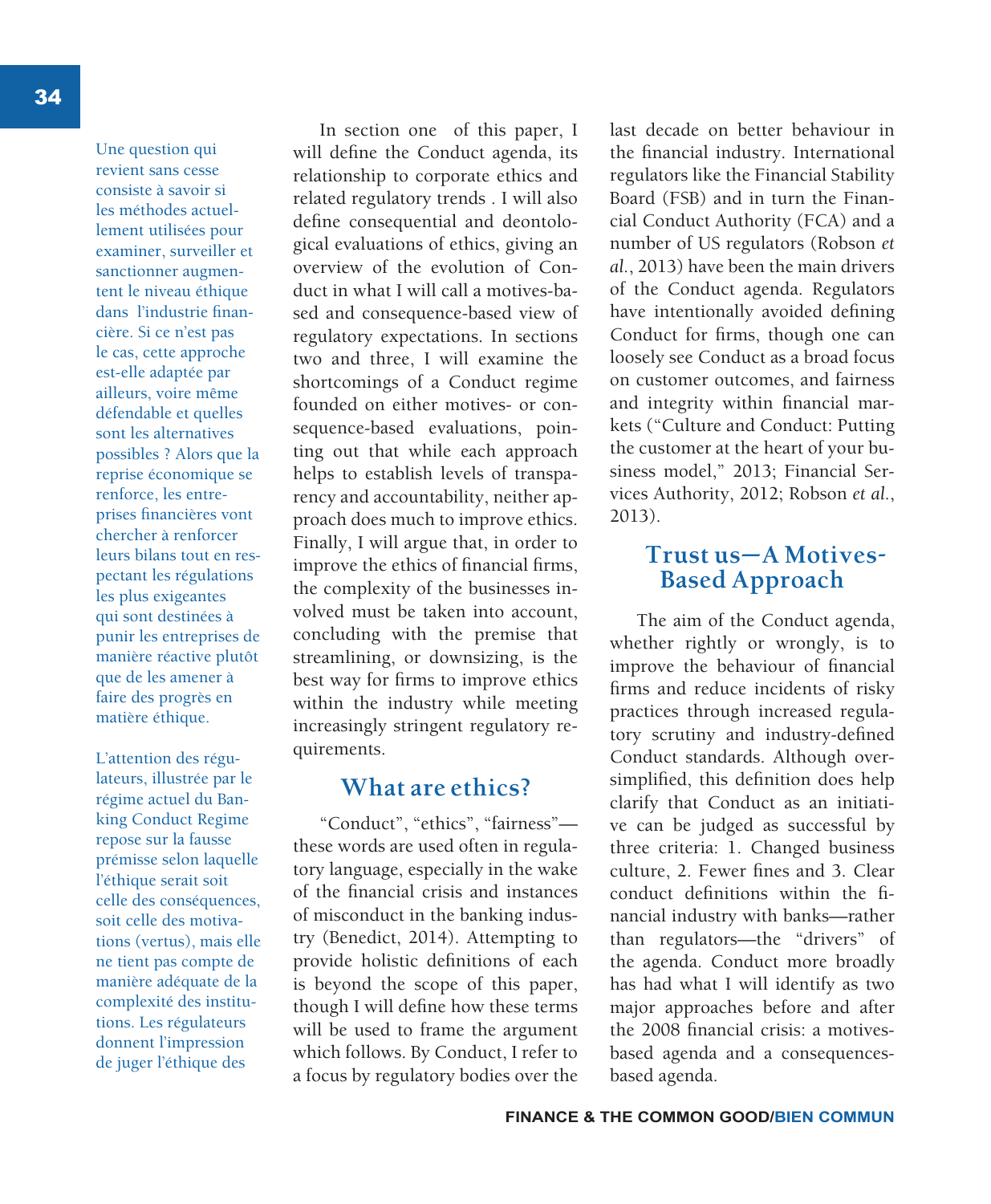Une question qui revient sans cesse consiste à savoir si les méthodes actuellement utilisées pour examiner, surveiller et sanctionner augmentent le niveau éthique dans l'industrie financière. Si ce n'est pas le cas, cette approche est-elle adaptée par ailleurs, voire même défendable et quelles sont les alternatives possibles ? Alors que la reprise économique se renforce, les entreprises financières vont chercher à renforcer leurs bilans tout en respectant les régulations les plus exigeantes qui sont destinées à punir les entreprises de manière réactive plutôt que de les amener à faire des progrès en matière éthique.

L'attention des régulateurs, illustrée par le régime actuel du Banking Conduct Regime repose sur la fausse prémisse selon laquelle l'éthique serait soit celle des conséquences, soit celle des motivations (vertus), mais elle ne tient pas compte de manière adéquate de la complexité des institutions. Les régulateurs donnent l'impression de juger l'éthique des

In section one of this paper, I will define the Conduct agenda, its relationship to corporate ethics and related regulatory trends . I will also define consequential and deontological evaluations of ethics, giving an overview of the evolution of Conduct in what I will call a motives-based and consequence-based view of regulatory expectations. In sections two and three, I will examine the shortcomings of a Conduct regime founded on either motives- or consequence-based evaluations, pointing out that while each approach helps to establish levels of transparency and accountability, neither approach does much to improve ethics. Finally, I will argue that, in order to improve the ethics of financial firms, the complexity of the businesses involved must be taken into account, concluding with the premise that streamlining, or downsizing, is the best way for firms to improve ethics within the industry while meeting increasingly stringent regulatory requirements.

## What are ethics?

"Conduct", "ethics", "fairness"—these words are used often in regulatory language, especially in the wake of the financial crisis and instances of misconduct in the banking industry (Benedict, 2014). Attempting to provide holistic definitions of each is beyond the scope of this paper, though I will define how these terms will be used to frame the argument which follows. By Conduct, I refer to a focus by regulatory bodies over the last decade on better behaviour in the financial industry. International regulators like the Financial Stability Board (FSB) and in turn the Financial Conduct Authority (FCA) and a number of US regulators (Robson *et al.*, 2013) have been the main drivers of the Conduct agenda. Regulators have intentionally avoided defining Conduct for firms, though one can loosely see Conduct as a broad focus on customer outcomes, and fairness and integrity within financial markets ("Culture and Conduct: Putting the customer at the heart of your business model," 2013; Financial Services Authority, 2012; Robson *et al.*, 2013).

## Trust us—A Motives-Based Approach

The aim of the Conduct agenda, whether rightly or wrongly, is to improve the behaviour of financial firms and reduce incidents of risky practices through increased regulatory scrutiny and industry-defined Conduct standards. Although oversimplified, this definition does help clarify that Conduct as an initiative can be judged as successful by three criteria: 1. Changed business culture, 2. Fewer fines and 3. Clear conduct definitions within the financial industry with banks—rather than regulators—the "drivers" of the agenda. Conduct more broadly has had what I will identify as two major approaches before and after the 2008 financial crisis: a motives-based agenda and a consequences-based agenda.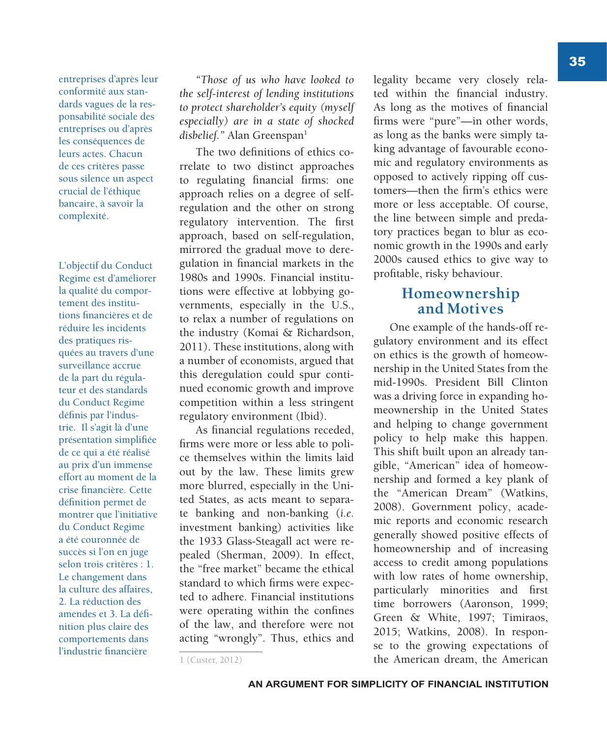entreprises d'après leur conformité aux standards vagues de la responsabilité sociale des entreprises ou d'après les conséquences de leurs actes. Chacun de ces critères passe sous silence un aspect crucial de l'éthique bancaire, à savoir la complexité.

L'objectif du Conduct Regime est d'améliorer la qualité du comportement des institutions financières et de réduire les incidents des pratiques risquées au travers d'une surveillance accrue de la part du régulateur et des standards du Conduct Regime définis par l'industrie. Il s'agit là d'une présentation simplifiée de ce qui a été réalisé au prix d'un immense effort au moment de la crise financière. Cette définition permet de montrer que l'initiative du Conduct Regime a été couronnée de succès si l'on en juge selon trois critères : 1. Le changement dans la culture des affaires, 2. La réduction des amendes et 3. La définition plus claire des comportements dans l'industrie financière

*"Those of us who have looked to the self-interest of lending institutions to protect shareholder's equity (myself especially) are in a state of shocked disbelief."* Alan Greenspan[1]

The two definitions of ethics correlate to two distinct approaches to regulating financial firms: one approach relies on a degree of self-regulation and the other on strong regulatory intervention. The first approach, based on self-regulation, mirrored the gradual move to deregulation in financial markets in the 1980s and 1990s. Financial institutions were effective at lobbying governments, especially in the U.S., to relax a number of regulations on the industry (Komai & Richardson, 2011). These institutions, along with a number of economists, argued that this deregulation could spur continued economic growth and improve competition within a less stringent regulatory environment (Ibid).

As financial regulations receded, firms were more or less able to police themselves within the limits laid out by the law. These limits grew more blurred, especially in the United States, as acts meant to separate banking and non-banking (*i.e.* investment banking) activities like the 1933 Glass-Steagall act were repealed (Sherman, 2009). In effect, the "free market" became the ethical standard to which firms were expected to adhere. Financial institutions were operating within the confines of the law, and therefore were not acting "wrongly". Thus, ethics and legality became very closely related within the financial industry. As long as the motives of financial firms were "pure"—in other words, as long as the banks were simply taking advantage of favourable economic and regulatory environments as opposed to actively ripping off customers—then the firm's ethics were more or less acceptable. Of course, the line between simple and predatory practices began to blur as economic growth in the 1990s and early 2000s caused ethics to give way to profitable, risky behaviour.

## Homeownership and Motives

One example of the hands-off regulatory environment and its effect on ethics is the growth of homeownership in the United States from the mid-1990s. President Bill Clinton was a driving force in expanding homeownership in the United States and helping to change government policy to help make this happen. This shift built upon an already tangible, "American" idea of homeownership and formed a key plank of the "American Dream" (Watkins, 2008). Government policy, academic reports and economic research generally showed positive effects of homeownership and of increasing access to credit among populations with low rates of home ownership, particularly minorities and first time borrowers (Aaronson, 1999; Green & White, 1997; Timiraos, 2015; Watkins, 2008). In response to the growing expectations of the American dream, the American

1 (Custer, 2012)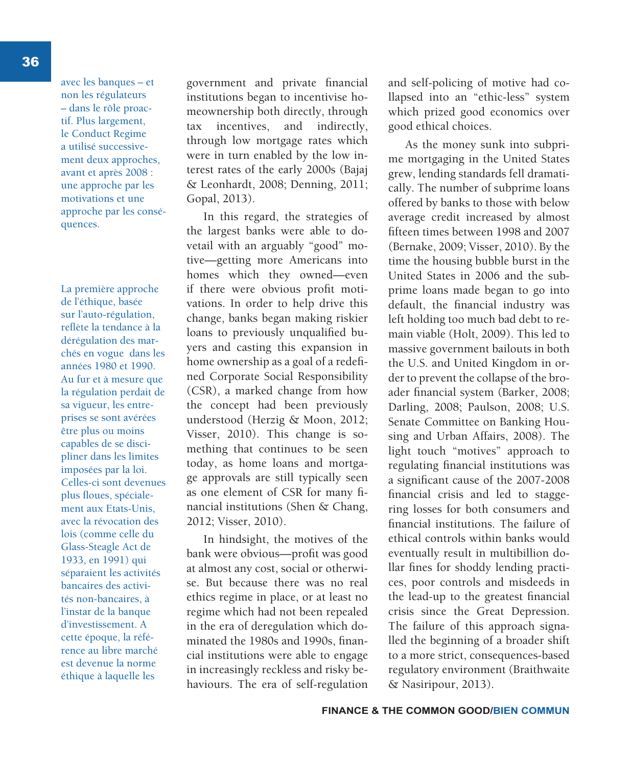avec les banques – et non les régulateurs – dans le rôle proactif. Plus largement, le Conduct Regime a utilisé successivement deux approches, avant et après 2008 : une approche par les motivations et une approche par les conséquences.

La première approche de l'éthique, basée sur l'auto-régulation, reflète la tendance à la dérégulation des marchés en vogue dans les années 1980 et 1990. Au fur et à mesure que la régulation perdait de sa vigueur, les entreprises se sont avérées être plus ou moins capables de se discipliner dans les limites imposées par la loi. Celles-ci sont devenues plus floues, spécialement aux Etats-Unis, avec la révocation des lois (comme celle du Glass-Steagle Act de 1933, en 1991) qui séparaient les activités bancaires des activités non-bancaires, à l'instar de la banque d'investissement. A cette époque, la référence au libre marché est devenue la norme éthique à laquelle les

government and private financial institutions began to incentivise homeownership both directly, through tax incentives, and indirectly, through low mortgage rates which were in turn enabled by the low interest rates of the early 2000s (Bajaj & Leonhardt, 2008; Denning, 2011; Gopal, 2013).

In this regard, the strategies of the largest banks were able to dovetail with an arguably "good" motive—getting more Americans into homes which they owned—even if there were obvious profit motivations. In order to help drive this change, banks began making riskier loans to previously unqualified buyers and casting this expansion in home ownership as a goal of a redefined Corporate Social Responsibility (CSR), a marked change from how the concept had been previously understood (Herzig & Moon, 2012; Visser, 2010). This change is something that continues to be seen today, as home loans and mortgage approvals are still typically seen as one element of CSR for many financial institutions (Shen & Chang, 2012; Visser, 2010).

In hindsight, the motives of the bank were obvious—profit was good at almost any cost, social or otherwise. But because there was no real ethics regime in place, or at least no regime which had not been repealed in the era of deregulation which dominated the 1980s and 1990s, financial institutions were able to engage in increasingly reckless and risky behaviours. The era of self-regulation and self-policing of motive had collapsed into an "ethic-less" system which prized good economics over good ethical choices.

As the money sunk into subprime mortgaging in the United States grew, lending standards fell dramatically. The number of subprime loans offered by banks to those with below average credit increased by almost fifteen times between 1998 and 2007 (Bernake, 2009; Visser, 2010). By the time the housing bubble burst in the United States in 2006 and the subprime loans made began to go into default, the financial industry was left holding too much bad debt to remain viable (Holt, 2009). This led to massive government bailouts in both the U.S. and United Kingdom in order to prevent the collapse of the broader financial system (Barker, 2008; Darling, 2008; Paulson, 2008; U.S. Senate Committee on Banking Housing and Urban Affairs, 2008). The light touch "motives" approach to regulating financial institutions was a significant cause of the 2007-2008 financial crisis and led to staggering losses for both consumers and financial institutions. The failure of ethical controls within banks would eventually result in multibillion dollar fines for shoddy lending practices, poor controls and misdeeds in the lead-up to the greatest financial crisis since the Great Depression. The failure of this approach signalled the beginning of a broader shift to a more strict, consequences-based regulatory environment (Braithwaite & Nasiripour, 2013).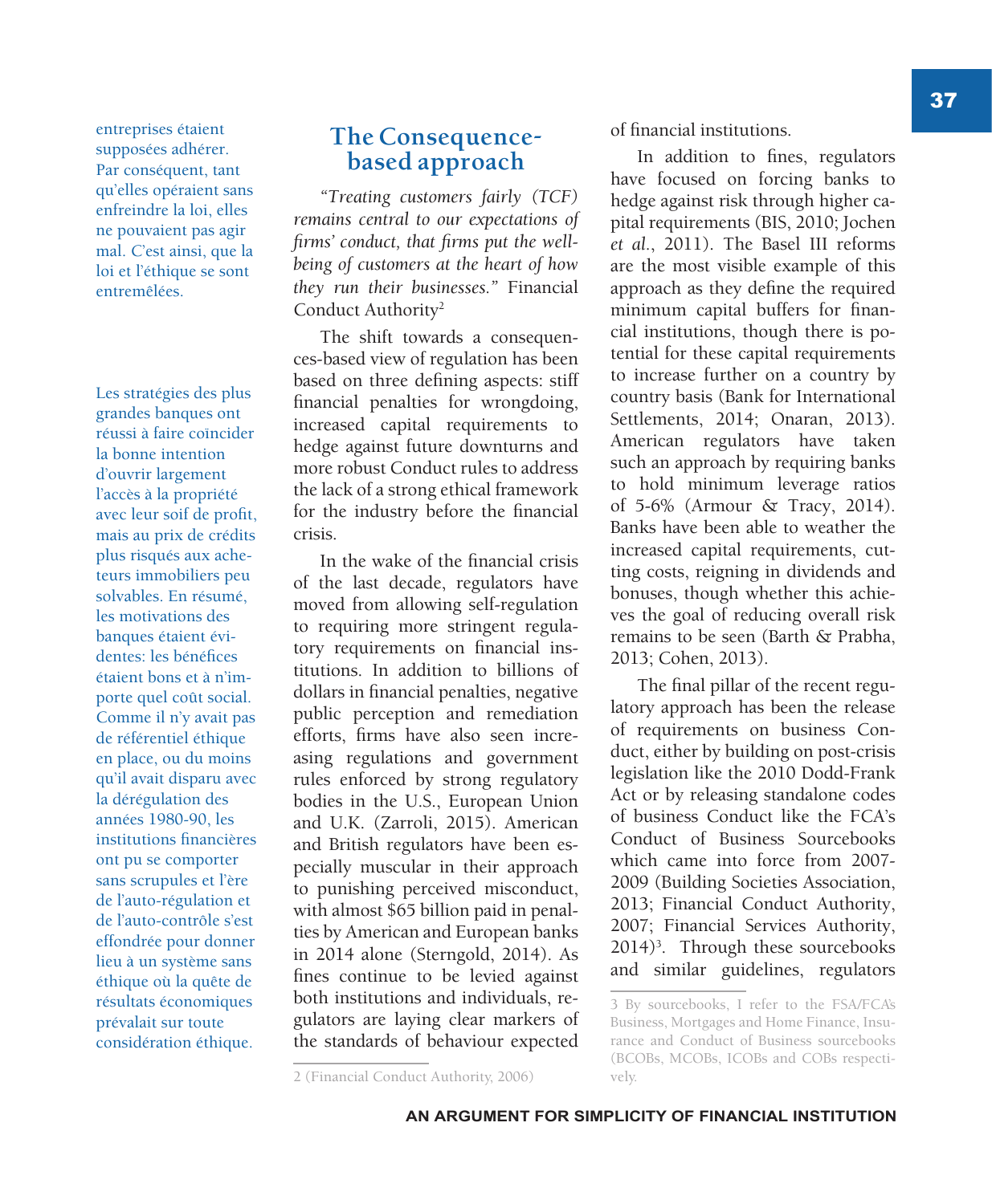entreprises étaient supposées adhérer. Par conséquent, tant qu'elles opéraient sans enfreindre la loi, elles ne pouvaient pas agir mal. C'est ainsi, que la loi et l'éthique se sont entremêlées.

Les stratégies des plus grandes banques ont réussi à faire coïncider la bonne intention d'ouvrir largement l'accès à la propriété avec leur soif de profit, mais au prix de crédits plus risqués aux acheteurs immobiliers peu solvables. En résumé, les motivations des banques étaient évidentes: les bénéfices étaient bons et à n'importe quel coût social. Comme il n'y avait pas de référentiel éthique en place, ou du moins qu'il avait disparu avec la dérégulation des années 1980-90, les institutions financières ont pu se comporter sans scrupules et l'ère de l'auto-régulation et de l'auto-contrôle s'est effondrée pour donner lieu à un système sans éthique où la quête de résultats économiques prévalait sur toute considération éthique.

## The Consequence-based approach

*"Treating customers fairly (TCF) remains central to our expectations of firms' conduct, that firms put the well-being of customers at the heart of how they run their businesses."* Financial Conduct Authority[2]

The shift towards a consequences-based view of regulation has been based on three defining aspects: stiff financial penalties for wrongdoing, increased capital requirements to hedge against future downturns and more robust Conduct rules to address the lack of a strong ethical framework for the industry before the financial crisis.

In the wake of the financial crisis of the last decade, regulators have moved from allowing self-regulation to requiring more stringent regulatory requirements on financial institutions. In addition to billions of dollars in financial penalties, negative public perception and remediation efforts, firms have also seen increasing regulations and government rules enforced by strong regulatory bodies in the U.S., European Union and U.K. (Zarroli, 2015). American and British regulators have been especially muscular in their approach to punishing perceived misconduct, with almost $65 billion paid in penalties by American and European banks in 2014 alone (Sterngold, 2014). As fines continue to be levied against both institutions and individuals, regulators are laying clear markers of the standards of behaviour expected of financial institutions.

In addition to fines, regulators have focused on forcing banks to hedge against risk through higher capital requirements (BIS, 2010; Jochen *et al.*, 2011). The Basel III reforms are the most visible example of this approach as they define the required minimum capital buffers for financial institutions, though there is potential for these capital requirements to increase further on a country by country basis (Bank for International Settlements, 2014; Onaran, 2013). American regulators have taken such an approach by requiring banks to hold minimum leverage ratios of 5-6% (Armour & Tracy, 2014). Banks have been able to weather the increased capital requirements, cutting costs, reigning in dividends and bonuses, though whether this achieves the goal of reducing overall risk remains to be seen (Barth & Prabha, 2013; Cohen, 2013).

The final pillar of the recent regulatory approach has been the release of requirements on business Conduct, either by building on post-crisis legislation like the 2010 Dodd-Frank Act or by releasing standalone codes of business Conduct like the FCA's Conduct of Business Sourcebooks which came into force from 2007-2009 (Building Societies Association, 2013; Financial Conduct Authority, 2007; Financial Services Authority, 2014)[3]. Through these sourcebooks and similar guidelines, regulators

2 (Financial Conduct Authority, 2006)

3 By sourcebooks, I refer to the FSA/FCA's Business, Mortgages and Home Finance, Insurance and Conduct of Business sourcebooks (BCOBs, MCOBs, ICOBs and COBs respectively.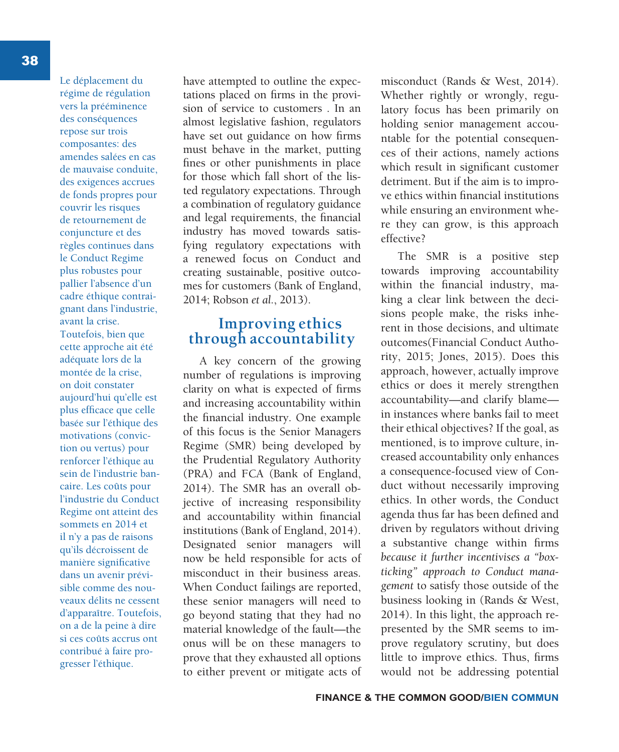Le déplacement du régime de régulation vers la prééminence des conséquences repose sur trois composantes: des amendes salées en cas de mauvaise conduite, des exigences accrues de fonds propres pour couvrir les risques de retournement de conjoncture et des règles continues dans le Conduct Regime plus robustes pour pallier l'absence d'un cadre éthique contraignant dans l'industrie, avant la crise. Toutefois, bien que cette approche ait été adéquate lors de la montée de la crise, on doit constater aujourd'hui qu'elle est plus efficace que celle basée sur l'éthique des motivations (conviction ou vertus) pour renforcer l'éthique au sein de l'industrie bancaire. Les coûts pour l'industrie du Conduct Regime ont atteint des sommets en 2014 et il n'y a pas de raisons qu'ils décroissent de manière significative dans un avenir prévisible comme des nouveaux délits ne cessent d'apparaître. Toutefois, on a de la peine à dire si ces coûts accrus ont contribué à faire progresser l'éthique.

have attempted to outline the expectations placed on firms in the provision of service to customers . In an almost legislative fashion, regulators have set out guidance on how firms must behave in the market, putting fines or other punishments in place for those which fall short of the listed regulatory expectations. Through a combination of regulatory guidance and legal requirements, the financial industry has moved towards satisfying regulatory expectations with a renewed focus on Conduct and creating sustainable, positive outcomes for customers (Bank of England, 2014; Robson *et al.*, 2013).

## Improving ethics through accountability

A key concern of the growing number of regulations is improving clarity on what is expected of firms and increasing accountability within the financial industry. One example of this focus is the Senior Managers Regime (SMR) being developed by the Prudential Regulatory Authority (PRA) and FCA (Bank of England, 2014). The SMR has an overall objective of increasing responsibility and accountability within financial institutions (Bank of England, 2014). Designated senior managers will now be held responsible for acts of misconduct in their business areas. When Conduct failings are reported, these senior managers will need to go beyond stating that they had no material knowledge of the fault—the onus will be on these managers to prove that they exhausted all options to either prevent or mitigate acts of misconduct (Rands & West, 2014). Whether rightly or wrongly, regulatory focus has been primarily on holding senior management accountable for the potential consequences of their actions, namely actions which result in significant customer detriment. But if the aim is to improve ethics within financial institutions while ensuring an environment where they can grow, is this approach effective?

The SMR is a positive step towards improving accountability within the financial industry, making a clear link between the decisions people make, the risks inherent in those decisions, and ultimate outcomes(Financial Conduct Authority, 2015; Jones, 2015). Does this approach, however, actually improve ethics or does it merely strengthen accountability—and clarify blame—in instances where banks fail to meet their ethical objectives? If the goal, as mentioned, is to improve culture, increased accountability only enhances a consequence-focused view of Conduct without necessarily improving ethics. In other words, the Conduct agenda thus far has been defined and driven by regulators without driving a substantive change within firms *because it further incentivises a "box-ticking" approach to Conduct management* to satisfy those outside of the business looking in (Rands & West, 2014). In this light, the approach represented by the SMR seems to improve regulatory scrutiny, but does little to improve ethics. Thus, firms would not be addressing potential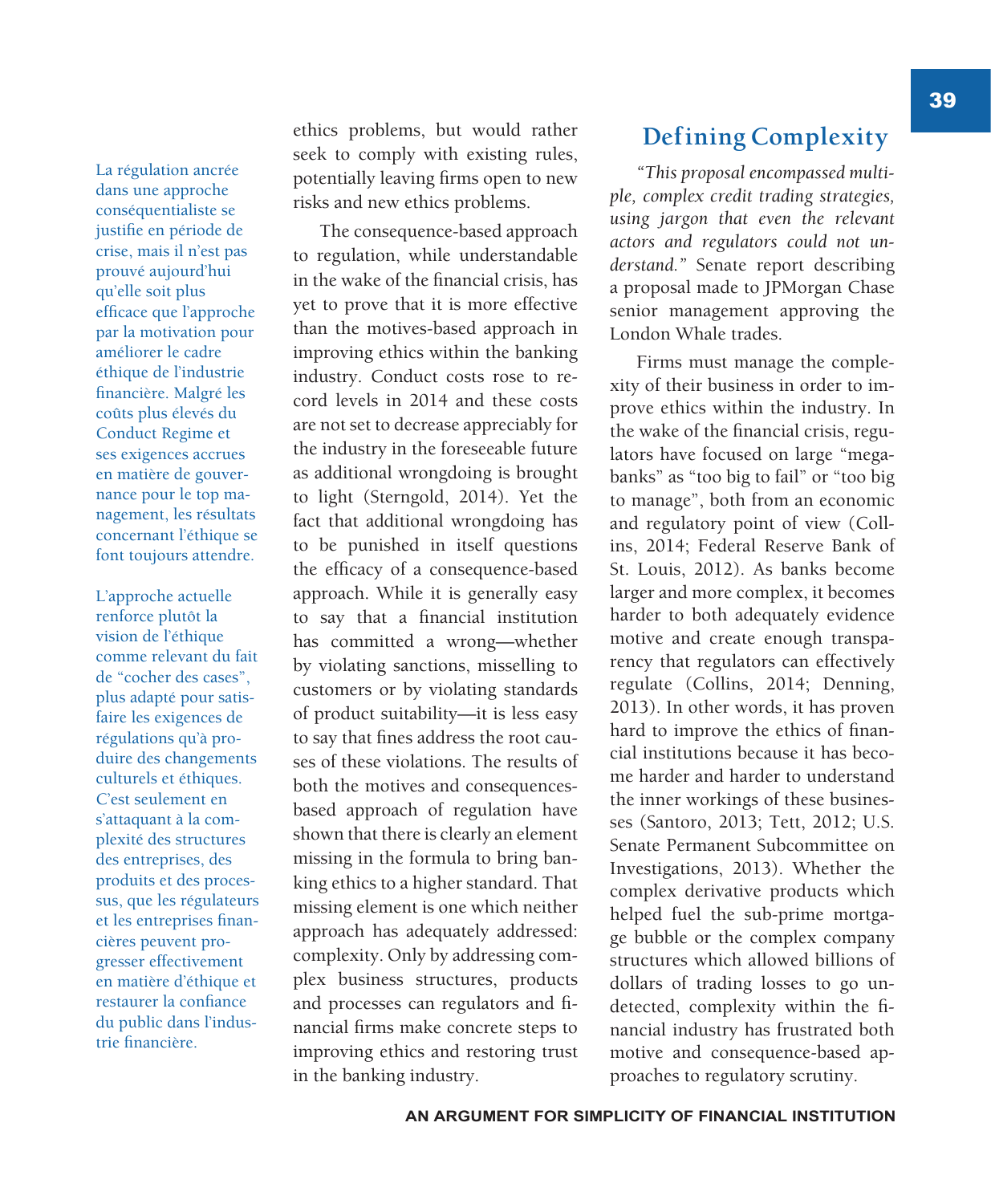La régulation ancrée dans une approche conséquentialiste se justifie en période de crise, mais il n'est pas prouvé aujourd'hui qu'elle soit plus efficace que l'approche par la motivation pour améliorer le cadre éthique de l'industrie financière. Malgré les coûts plus élevés du Conduct Regime et ses exigences accrues en matière de gouvernance pour le top management, les résultats concernant l'éthique se font toujours attendre.

L'approche actuelle renforce plutôt la vision de l'éthique comme relevant du fait de "cocher des cases", plus adapté pour satisfaire les exigences de régulations qu'à produire des changements culturels et éthiques. C'est seulement en s'attaquant à la complexité des structures des entreprises, des produits et des processus, que les régulateurs et les entreprises financières peuvent progresser effectivement en matière d'éthique et restaurer la confiance du public dans l'industrie financière.

ethics problems, but would rather seek to comply with existing rules, potentially leaving firms open to new risks and new ethics problems.

The consequence-based approach to regulation, while understandable in the wake of the financial crisis, has yet to prove that it is more effective than the motives-based approach in improving ethics within the banking industry. Conduct costs rose to record levels in 2014 and these costs are not set to decrease appreciably for the industry in the foreseeable future as additional wrongdoing is brought to light (Sterngold, 2014). Yet the fact that additional wrongdoing has to be punished in itself questions the efficacy of a consequence-based approach. While it is generally easy to say that a financial institution has committed a wrong—whether by violating sanctions, misselling to customers or by violating standards of product suitability—it is less easy to say that fines address the root causes of these violations. The results of both the motives and consequences-based approach of regulation have shown that there is clearly an element missing in the formula to bring banking ethics to a higher standard. That missing element is one which neither approach has adequately addressed: complexity. Only by addressing complex business structures, products and processes can regulators and financial firms make concrete steps to improving ethics and restoring trust in the banking industry.

## Defining Complexity

*"This proposal encompassed multiple, complex credit trading strategies, using jargon that even the relevant actors and regulators could not understand."* Senate report describing a proposal made to JPMorgan Chase senior management approving the London Whale trades.

Firms must manage the complexity of their business in order to improve ethics within the industry. In the wake of the financial crisis, regulators have focused on large "megabanks" as "too big to fail" or "too big to manage", both from an economic and regulatory point of view (Collins, 2014; Federal Reserve Bank of St. Louis, 2012). As banks become larger and more complex, it becomes harder to both adequately evidence motive and create enough transparency that regulators can effectively regulate (Collins, 2014; Denning, 2013). In other words, it has proven hard to improve the ethics of financial institutions because it has become harder and harder to understand the inner workings of these businesses (Santoro, 2013; Tett, 2012; U.S. Senate Permanent Subcommittee on Investigations, 2013). Whether the complex derivative products which helped fuel the sub-prime mortgage bubble or the complex company structures which allowed billions of dollars of trading losses to go undetected, complexity within the financial industry has frustrated both motive and consequence-based approaches to regulatory scrutiny.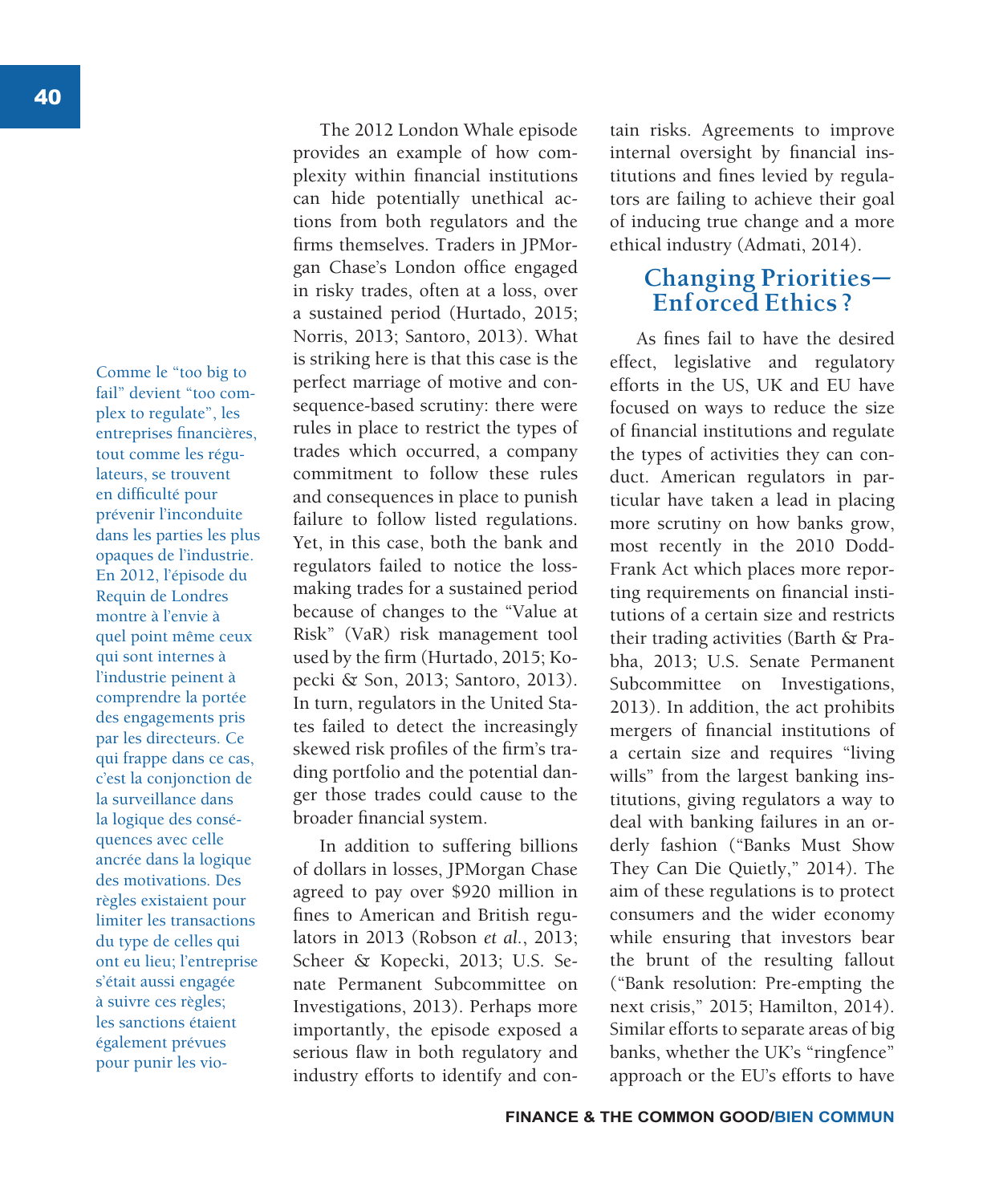Comme le "too big to fail" devient "too complex to regulate", les entreprises financières, tout comme les régulateurs, se trouvent en difficulté pour prévenir l'inconduite dans les parties les plus opaques de l'industrie. En 2012, l'épisode du Requin de Londres montre à l'envie à quel point même ceux qui sont internes à l'industrie peinent à comprendre la portée des engagements pris par les directeurs. Ce qui frappe dans ce cas, c'est la conjonction de la surveillance dans la logique des conséquences avec celle ancrée dans la logique des motivations. Des règles existaient pour limiter les transactions du type de celles qui ont eu lieu; l'entreprise s'était aussi engagée à suivre ces règles; les sanctions étaient également prévues pour punir les vio-

The 2012 London Whale episode provides an example of how complexity within financial institutions can hide potentially unethical actions from both regulators and the firms themselves. Traders in JPMorgan Chase's London office engaged in risky trades, often at a loss, over a sustained period (Hurtado, 2015; Norris, 2013; Santoro, 2013). What is striking here is that this case is the perfect marriage of motive and consequence-based scrutiny: there were rules in place to restrict the types of trades which occurred, a company commitment to follow these rules and consequences in place to punish failure to follow listed regulations. Yet, in this case, both the bank and regulators failed to notice the loss-making trades for a sustained period because of changes to the "Value at Risk" (VaR) risk management tool used by the firm (Hurtado, 2015; Kopecki & Son, 2013; Santoro, 2013). In turn, regulators in the United States failed to detect the increasingly skewed risk profiles of the firm's trading portfolio and the potential danger those trades could cause to the broader financial system.

In addition to suffering billions of dollars in losses, JPMorgan Chase agreed to pay over $920 million in fines to American and British regulators in 2013 (Robson *et al.*, 2013; Scheer & Kopecki, 2013; U.S. Senate Permanent Subcommittee on Investigations, 2013). Perhaps more importantly, the episode exposed a serious flaw in both regulatory and industry efforts to identify and contain risks. Agreements to improve internal oversight by financial institutions and fines levied by regulators are failing to achieve their goal of inducing true change and a more ethical industry (Admati, 2014).

## Changing Priorities—Enforced Ethics?

As fines fail to have the desired effect, legislative and regulatory efforts in the US, UK and EU have focused on ways to reduce the size of financial institutions and regulate the types of activities they can conduct. American regulators in particular have taken a lead in placing more scrutiny on how banks grow, most recently in the 2010 Dodd-Frank Act which places more reporting requirements on financial institutions of a certain size and restricts their trading activities (Barth & Prabha, 2013; U.S. Senate Permanent Subcommittee on Investigations, 2013). In addition, the act prohibits mergers of financial institutions of a certain size and requires "living wills" from the largest banking institutions, giving regulators a way to deal with banking failures in an orderly fashion ("Banks Must Show They Can Die Quietly," 2014). The aim of these regulations is to protect consumers and the wider economy while ensuring that investors bear the brunt of the resulting fallout ("Bank resolution: Pre-empting the next crisis," 2015; Hamilton, 2014). Similar efforts to separate areas of big banks, whether the UK's "ringfence" approach or the EU's efforts to have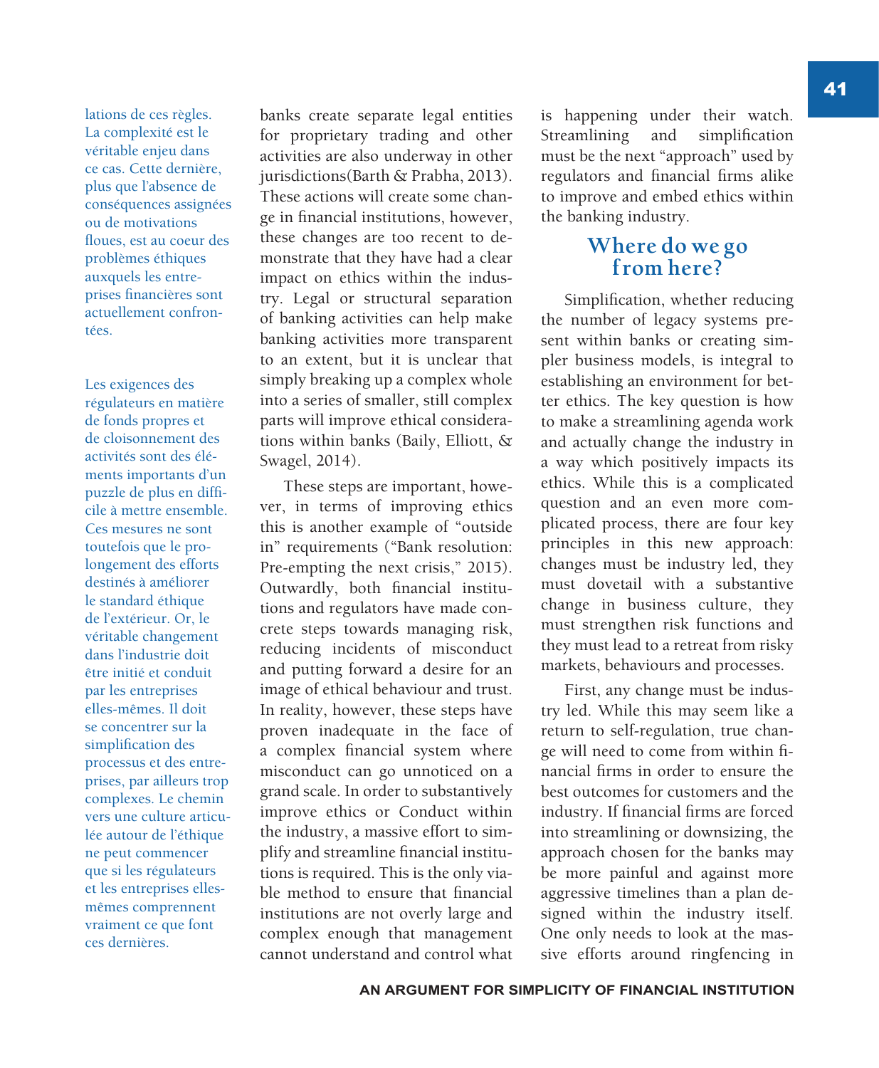lations de ces règles. La complexité est le véritable enjeu dans ce cas. Cette dernière, plus que l'absence de conséquences assignées ou de motivations floues, est au coeur des problèmes éthiques auxquels les entreprises financières sont actuellement confrontées.

Les exigences des régulateurs en matière de fonds propres et de cloisonnement des activités sont des éléments importants d'un puzzle de plus en difficile à mettre ensemble. Ces mesures ne sont toutefois que le prolongement des efforts destinés à améliorer le standard éthique de l'extérieur. Or, le véritable changement dans l'industrie doit être initié et conduit par les entreprises elles-mêmes. Il doit se concentrer sur la simplification des processus et des entreprises, par ailleurs trop complexes. Le chemin vers une culture articulée autour de l'éthique ne peut commencer que si les régulateurs et les entreprises elles-mêmes comprennent vraiment ce que font ces dernières.

banks create separate legal entities for proprietary trading and other activities are also underway in other jurisdictions(Barth & Prabha, 2013). These actions will create some change in financial institutions, however, these changes are too recent to demonstrate that they have had a clear impact on ethics within the industry. Legal or structural separation of banking activities can help make banking activities more transparent to an extent, but it is unclear that simply breaking up a complex whole into a series of smaller, still complex parts will improve ethical considerations within banks (Baily, Elliott, & Swagel, 2014).

These steps are important, however, in terms of improving ethics this is another example of "outside in" requirements ("Bank resolution: Pre-empting the next crisis," 2015). Outwardly, both financial institutions and regulators have made concrete steps towards managing risk, reducing incidents of misconduct and putting forward a desire for an image of ethical behaviour and trust. In reality, however, these steps have proven inadequate in the face of a complex financial system where misconduct can go unnoticed on a grand scale. In order to substantively improve ethics or Conduct within the industry, a massive effort to simplify and streamline financial institutions is required. This is the only viable method to ensure that financial institutions are not overly large and complex enough that management cannot understand and control what is happening under their watch. Streamlining and simplification must be the next "approach" used by regulators and financial firms alike to improve and embed ethics within the banking industry.

## Where do we go from here?

Simplification, whether reducing the number of legacy systems present within banks or creating simpler business models, is integral to establishing an environment for better ethics. The key question is how to make a streamlining agenda work and actually change the industry in a way which positively impacts its ethics. While this is a complicated question and an even more complicated process, there are four key principles in this new approach: changes must be industry led, they must dovetail with a substantive change in business culture, they must strengthen risk functions and they must lead to a retreat from risky markets, behaviours and processes.

First, any change must be industry led. While this may seem like a return to self-regulation, true change will need to come from within financial firms in order to ensure the best outcomes for customers and the industry. If financial firms are forced into streamlining or downsizing, the approach chosen for the banks may be more painful and against more aggressive timelines than a plan designed within the industry itself. One only needs to look at the massive efforts around ringfencing in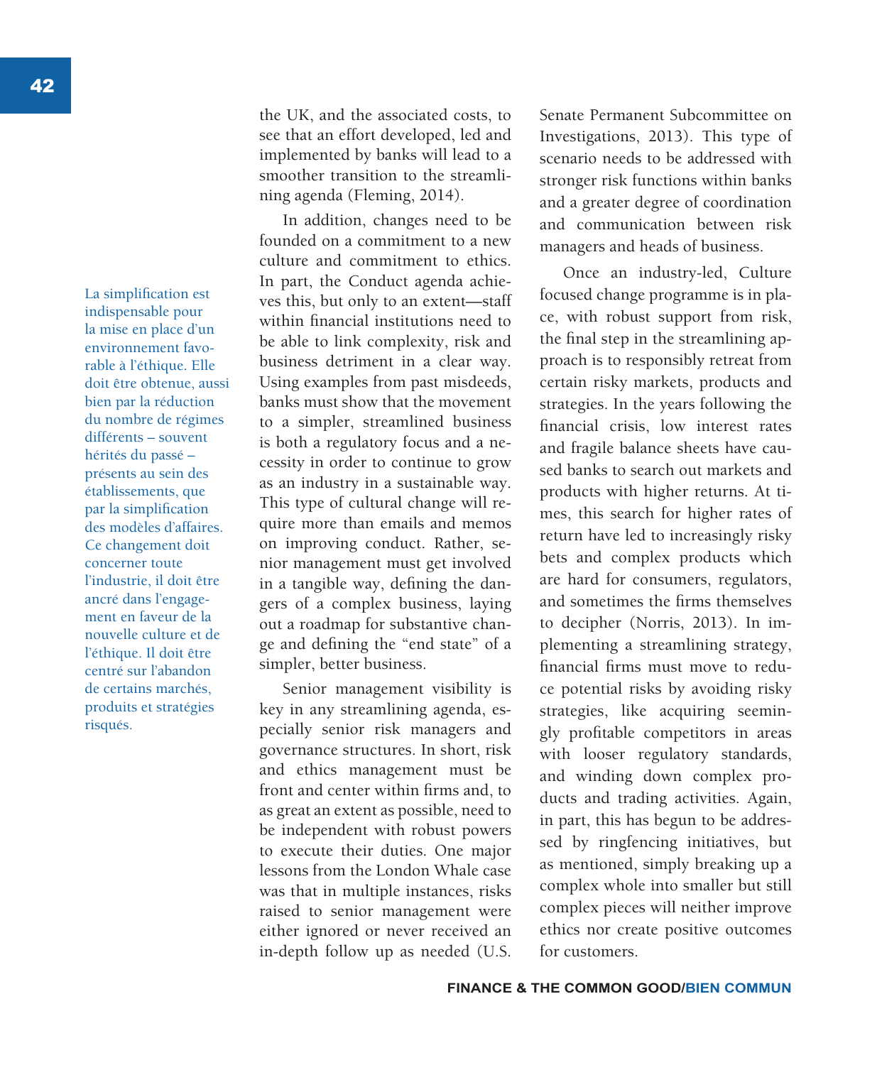the UK, and the associated costs, to see that an effort developed, led and implemented by banks will lead to a smoother transition to the streamlining agenda (Fleming, 2014).

In addition, changes need to be founded on a commitment to a new culture and commitment to ethics. In part, the Conduct agenda achieves this, but only to an extent—staff within financial institutions need to be able to link complexity, risk and business detriment in a clear way. Using examples from past misdeeds, banks must show that the movement to a simpler, streamlined business is both a regulatory focus and a necessity in order to continue to grow as an industry in a sustainable way. This type of cultural change will require more than emails and memos on improving conduct. Rather, senior management must get involved in a tangible way, defining the dangers of a complex business, laying out a roadmap for substantive change and defining the "end state" of a simpler, better business.

> La simplification est indispensable pour la mise en place d'un environnement favorable à l'éthique. Elle doit être obtenue, aussi bien par la réduction du nombre de régimes différents – souvent hérités du passé – présents au sein des établissements, que par la simplification des modèles d'affaires. Ce changement doit concerner toute l'industrie, il doit être ancré dans l'engagement en faveur de la nouvelle culture et de l'éthique. Il doit être centré sur l'abandon de certains marchés, produits et stratégies risqués.

Senior management visibility is key in any streamlining agenda, especially senior risk managers and governance structures. In short, risk and ethics management must be front and center within firms and, to as great an extent as possible, need to be independent with robust powers to execute their duties. One major lessons from the London Whale case was that in multiple instances, risks raised to senior management were either ignored or never received an in-depth follow up as needed (U.S. Senate Permanent Subcommittee on Investigations, 2013). This type of scenario needs to be addressed with stronger risk functions within banks and a greater degree of coordination and communication between risk managers and heads of business.

Once an industry-led, Culture focused change programme is in place, with robust support from risk, the final step in the streamlining approach is to responsibly retreat from certain risky markets, products and strategies. In the years following the financial crisis, low interest rates and fragile balance sheets have caused banks to search out markets and products with higher returns. At times, this search for higher rates of return have led to increasingly risky bets and complex products which are hard for consumers, regulators, and sometimes the firms themselves to decipher (Norris, 2013). In implementing a streamlining strategy, financial firms must move to reduce potential risks by avoiding risky strategies, like acquiring seemingly profitable competitors in areas with looser regulatory standards, and winding down complex products and trading activities. Again, in part, this has begun to be addressed by ringfencing initiatives, but as mentioned, simply breaking up a complex whole into smaller but still complex pieces will neither improve ethics nor create positive outcomes for customers.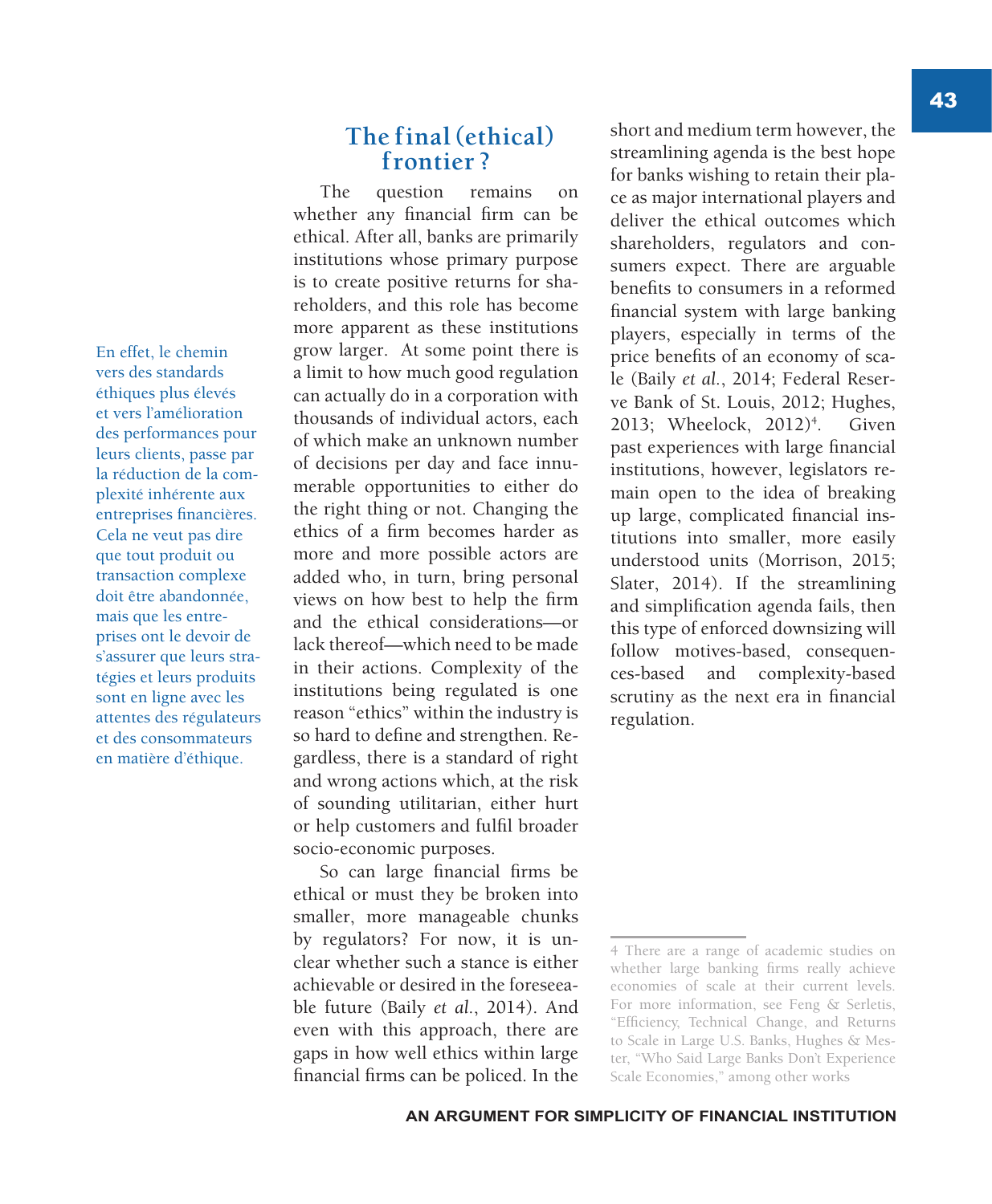## The final (ethical) frontier ?

En effet, le chemin vers des standards éthiques plus élevés et vers l'amélioration des performances pour leurs clients, passe par la réduction de la complexité inhérente aux entreprises financières. Cela ne veut pas dire que tout produit ou transaction complexe doit être abandonnée, mais que les entreprises ont le devoir de s'assurer que leurs stratégies et leurs produits sont en ligne avec les attentes des régulateurs et des consommateurs en matière d'éthique.

The question remains on whether any financial firm can be ethical. After all, banks are primarily institutions whose primary purpose is to create positive returns for shareholders, and this role has become more apparent as these institutions grow larger. At some point there is a limit to how much good regulation can actually do in a corporation with thousands of individual actors, each of which make an unknown number of decisions per day and face innumerable opportunities to either do the right thing or not. Changing the ethics of a firm becomes harder as more and more possible actors are added who, in turn, bring personal views on how best to help the firm and the ethical considerations—or lack thereof—which need to be made in their actions. Complexity of the institutions being regulated is one reason "ethics" within the industry is so hard to define and strengthen. Regardless, there is a standard of right and wrong actions which, at the risk of sounding utilitarian, either hurt or help customers and fulfil broader socio-economic purposes.

So can large financial firms be ethical or must they be broken into smaller, more manageable chunks by regulators? For now, it is unclear whether such a stance is either achievable or desired in the foreseeable future (Baily *et al.*, 2014). And even with this approach, there are gaps in how well ethics within large financial firms can be policed. In the short and medium term however, the streamlining agenda is the best hope for banks wishing to retain their place as major international players and deliver the ethical outcomes which shareholders, regulators and consumers expect. There are arguable benefits to consumers in a reformed financial system with large banking players, especially in terms of the price benefits of an economy of scale (Baily *et al.*, 2014; Federal Reserve Bank of St. Louis, 2012; Hughes, 2013; Wheelock, 2012)[4]. Given past experiences with large financial institutions, however, legislators remain open to the idea of breaking up large, complicated financial institutions into smaller, more easily understood units (Morrison, 2015; Slater, 2014). If the streamlining and simplification agenda fails, then this type of enforced downsizing will follow motives-based, consequences-based and complexity-based scrutiny as the next era in financial regulation.

4 There are a range of academic studies on whether large banking firms really achieve economies of scale at their current levels. For more information, see Feng & Serletis, "Efficiency, Technical Change, and Returns to Scale in Large U.S. Banks, Hughes & Mester, "Who Said Large Banks Don't Experience Scale Economies," among other works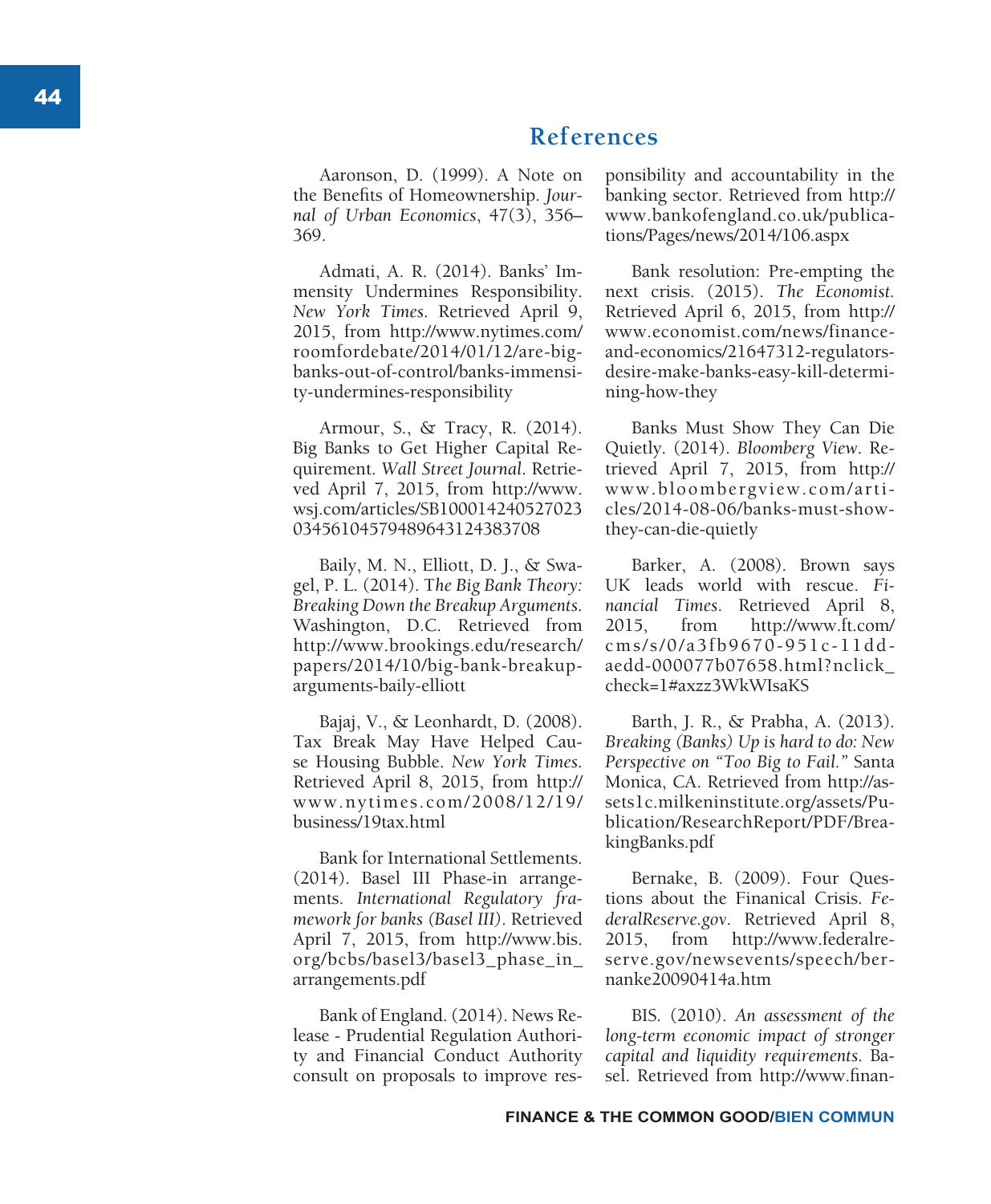## References

Aaronson, D. (1999). A Note on the Benefits of Homeownership. *Journal of Urban Economics*, 47(3), 356–369.

Admati, A. R. (2014). Banks' Immensity Undermines Responsibility. *New York Times*. Retrieved April 9, 2015, from http://www.nytimes.com/roomfordebate/2014/01/12/are-big-banks-out-of-control/banks-immensity-undermines-responsibility

Armour, S., & Tracy, R. (2014). Big Banks to Get Higher Capital Requirement. *Wall Street Journal*. Retrieved April 7, 2015, from http://www.wsj.com/articles/SB10001424052702303456104579489643124383708

Baily, M. N., Elliott, D. J., & Swagel, P. L. (2014). T*he Big Bank Theory: Breaking Down the Breakup Arguments*. Washington, D.C. Retrieved from http://www.brookings.edu/research/papers/2014/10/big-bank-breakup-arguments-baily-elliott

Bajaj, V., & Leonhardt, D. (2008). Tax Break May Have Helped Cause Housing Bubble. *New York Times*. Retrieved April 8, 2015, from http://www.nytimes.com/2008/12/19/business/19tax.html

Bank for International Settlements. (2014). Basel III Phase-in arrangements. *International Regulatory framework for banks (Basel III)*. Retrieved April 7, 2015, from http://www.bis.org/bcbs/basel3/basel3_phase_in_arrangements.pdf

Bank of England. (2014). News Release - Prudential Regulation Authority and Financial Conduct Authority consult on proposals to improve responsibility and accountability in the banking sector. Retrieved from http://www.bankofengland.co.uk/publications/Pages/news/2014/106.aspx

Bank resolution: Pre-empting the next crisis. (2015). *The Economist*. Retrieved April 6, 2015, from http://www.economist.com/news/finance-and-economics/21647312-regulators-desire-make-banks-easy-kill-determining-how-they

Banks Must Show They Can Die Quietly. (2014). *Bloomberg View*. Retrieved April 7, 2015, from http://www.bloombergview.com/articles/2014-08-06/banks-must-show-they-can-die-quietly

Barker, A. (2008). Brown says UK leads world with rescue. *Financial Times*. Retrieved April 8, 2015, from http://www.ft.com/cms/s/0/a3fb9670-951c-11dd-aedd-000077b07658.html?nclick_check=1#axzz3WkWIsaKS

Barth, J. R., & Prabha, A. (2013). *Breaking (Banks) Up is hard to do: New Perspective on "Too Big to Fail."* Santa Monica, CA. Retrieved from http://assets1c.milkeninstitute.org/assets/Publication/ResearchReport/PDF/BreakingBanks.pdf

Bernake, B. (2009). Four Questions about the Finanical Crisis. *FederalReserve.gov*. Retrieved April 8, 2015, from http://www.federalreserve.gov/newsevents/speech/bernanke20090414a.htm

BIS. (2010). *An assessment of the long-term economic impact of stronger capital and liquidity requirements*. Basel. Retrieved from http://www.finan-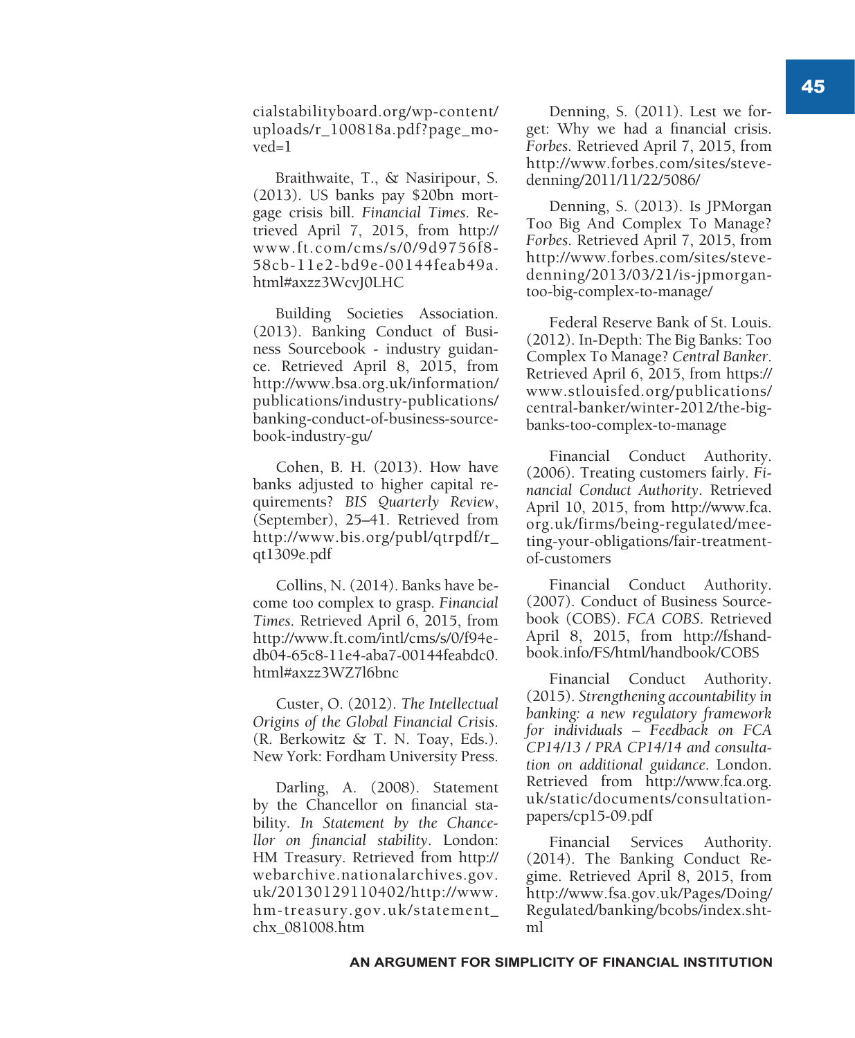cialstabilityboard.org/wp-content/uploads/r_100818a.pdf?page_moved=1

Braithwaite, T., & Nasiripour, S. (2013). US banks pay $20bn mortgage crisis bill. *Financial Times*. Retrieved April 7, 2015, from http://www.ft.com/cms/s/0/9d9756f8-58cb-11e2-bd9e-00144feab49a.html#axzz3WcvJ0LHC

Building Societies Association. (2013). Banking Conduct of Business Sourcebook - industry guidance. Retrieved April 8, 2015, from http://www.bsa.org.uk/information/publications/industry-publications/banking-conduct-of-business-sourcebook-industry-gu/

Cohen, B. H. (2013). How have banks adjusted to higher capital requirements? *BIS Quarterly Review*, (September), 25–41. Retrieved from http://www.bis.org/publ/qtrpdf/r_qt1309e.pdf

Collins, N. (2014). Banks have become too complex to grasp. *Financial Times*. Retrieved April 6, 2015, from http://www.ft.com/intl/cms/s/0/f94edb04-65c8-11e4-aba7-00144feabdc0.html#axzz3WZ7l6bnc

Custer, O. (2012). *The Intellectual Origins of the Global Financial Crisis*. (R. Berkowitz & T. N. Toay, Eds.). New York: Fordham University Press.

Darling, A. (2008). Statement by the Chancellor on financial stability. *In Statement by the Chancellor on financial stability*. London: HM Treasury. Retrieved from http://webarchive.nationalarchives.gov.uk/20130129110402/http://www.hm-treasury.gov.uk/statement_chx_081008.htm

Denning, S. (2011). Lest we forget: Why we had a financial crisis. *Forbes*. Retrieved April 7, 2015, from http://www.forbes.com/sites/stevedenning/2011/11/22/5086/

Denning, S. (2013). Is JPMorgan Too Big And Complex To Manage? *Forbes*. Retrieved April 7, 2015, from http://www.forbes.com/sites/stevedenning/2013/03/21/is-jpmorgan-too-big-complex-to-manage/

Federal Reserve Bank of St. Louis. (2012). In-Depth: The Big Banks: Too Complex To Manage? *Central Banker*. Retrieved April 6, 2015, from https://www.stlouisfed.org/publications/central-banker/winter-2012/the-big-banks-too-complex-to-manage

Financial Conduct Authority. (2006). Treating customers fairly. *Financial Conduct Authority*. Retrieved April 10, 2015, from http://www.fca.org.uk/firms/being-regulated/meeting-your-obligations/fair-treatment-of-customers

Financial Conduct Authority. (2007). Conduct of Business Sourcebook (COBS). *FCA COBS*. Retrieved April 8, 2015, from http://fshandbook.info/FS/html/handbook/COBS

Financial Conduct Authority. (2015). *Strengthening accountability in banking: a new regulatory framework for individuals – Feedback on FCA CP14/13 / PRA CP14/14 and consultation on additional guidance*. London. Retrieved from http://www.fca.org.uk/static/documents/consultation-papers/cp15-09.pdf

Financial Services Authority. (2014). The Banking Conduct Regime. Retrieved April 8, 2015, from http://www.fsa.gov.uk/Pages/Doing/Regulated/banking/bcobs/index.shtml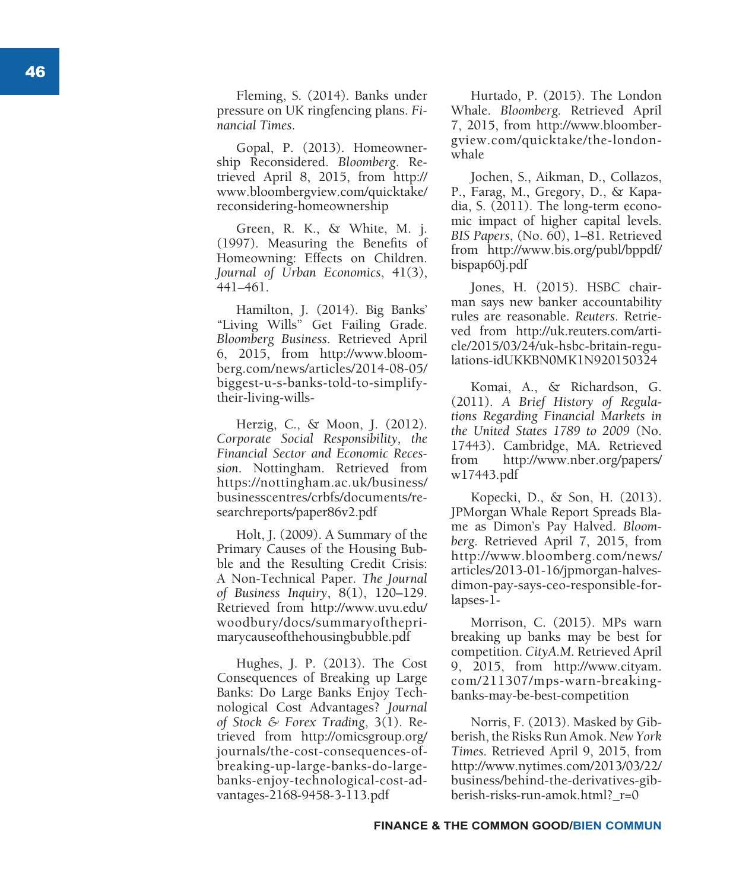Fleming, S. (2014). Banks under pressure on UK ringfencing plans. *Financial Times*.

Gopal, P. (2013). Homeownership Reconsidered. *Bloomberg*. Retrieved April 8, 2015, from http://www.bloombergview.com/quicktake/reconsidering-homeownership

Green, R. K., & White, M. j. (1997). Measuring the Benefits of Homeowning: Effects on Children. *Journal of Urban Economics*, 41(3), 441–461.

Hamilton, J. (2014). Big Banks' "Living Wills" Get Failing Grade. *Bloomberg Business*. Retrieved April 6, 2015, from http://www.bloomberg.com/news/articles/2014-08-05/biggest-u-s-banks-told-to-simplify-their-living-wills-

Herzig, C., & Moon, J. (2012). *Corporate Social Responsibility, the Financial Sector and Economic Recession*. Nottingham. Retrieved from https://nottingham.ac.uk/business/businesscentres/crbfs/documents/researchreports/paper86v2.pdf

Holt, J. (2009). A Summary of the Primary Causes of the Housing Bubble and the Resulting Credit Crisis: A Non-Technical Paper. *The Journal of Business Inquiry*, 8(1), 120–129. Retrieved from http://www.uvu.edu/woodbury/docs/summaryoftheprimarycauseofthehousingbubble.pdf

Hughes, J. P. (2013). The Cost Consequences of Breaking up Large Banks: Do Large Banks Enjoy Technological Cost Advantages? *Journal of Stock & Forex Trading*, 3(1). Retrieved from http://omicsgroup.org/journals/the-cost-consequences-of-breaking-up-large-banks-do-large-banks-enjoy-technological-cost-advantages-2168-9458-3-113.pdf

Hurtado, P. (2015). The London Whale. *Bloomberg*. Retrieved April 7, 2015, from http://www.bloombergview.com/quicktake/the-london-whale

Jochen, S., Aikman, D., Collazos, P., Farag, M., Gregory, D., & Kapadia, S. (2011). The long-term economic impact of higher capital levels. *BIS Papers*, (No. 60), 1–81. Retrieved from http://www.bis.org/publ/bppdf/bispap60j.pdf

Jones, H. (2015). HSBC chairman says new banker accountability rules are reasonable. *Reuters*. Retrieved from http://uk.reuters.com/article/2015/03/24/uk-hsbc-britain-regulations-idUKKBN0MK1N920150324

Komai, A., & Richardson, G. (2011). *A Brief History of Regulations Regarding Financial Markets in the United States 1789 to 2009* (No. 17443). Cambridge, MA. Retrieved from http://www.nber.org/papers/w17443.pdf

Kopecki, D., & Son, H. (2013). JPMorgan Whale Report Spreads Blame as Dimon's Pay Halved. *Bloomberg*. Retrieved April 7, 2015, from http://www.bloomberg.com/news/articles/2013-01-16/jpmorgan-halves-dimon-pay-says-ceo-responsible-for-lapses-1-

Morrison, C. (2015). MPs warn breaking up banks may be best for competition. *CityA.M.* Retrieved April 9, 2015, from http://www.cityam.com/211307/mps-warn-breaking-banks-may-be-best-competition

Norris, F. (2013). Masked by Gibberish, the Risks Run Amok. *New York Times*. Retrieved April 9, 2015, from http://www.nytimes.com/2013/03/22/business/behind-the-derivatives-gibberish-risks-run-amok.html?_r=0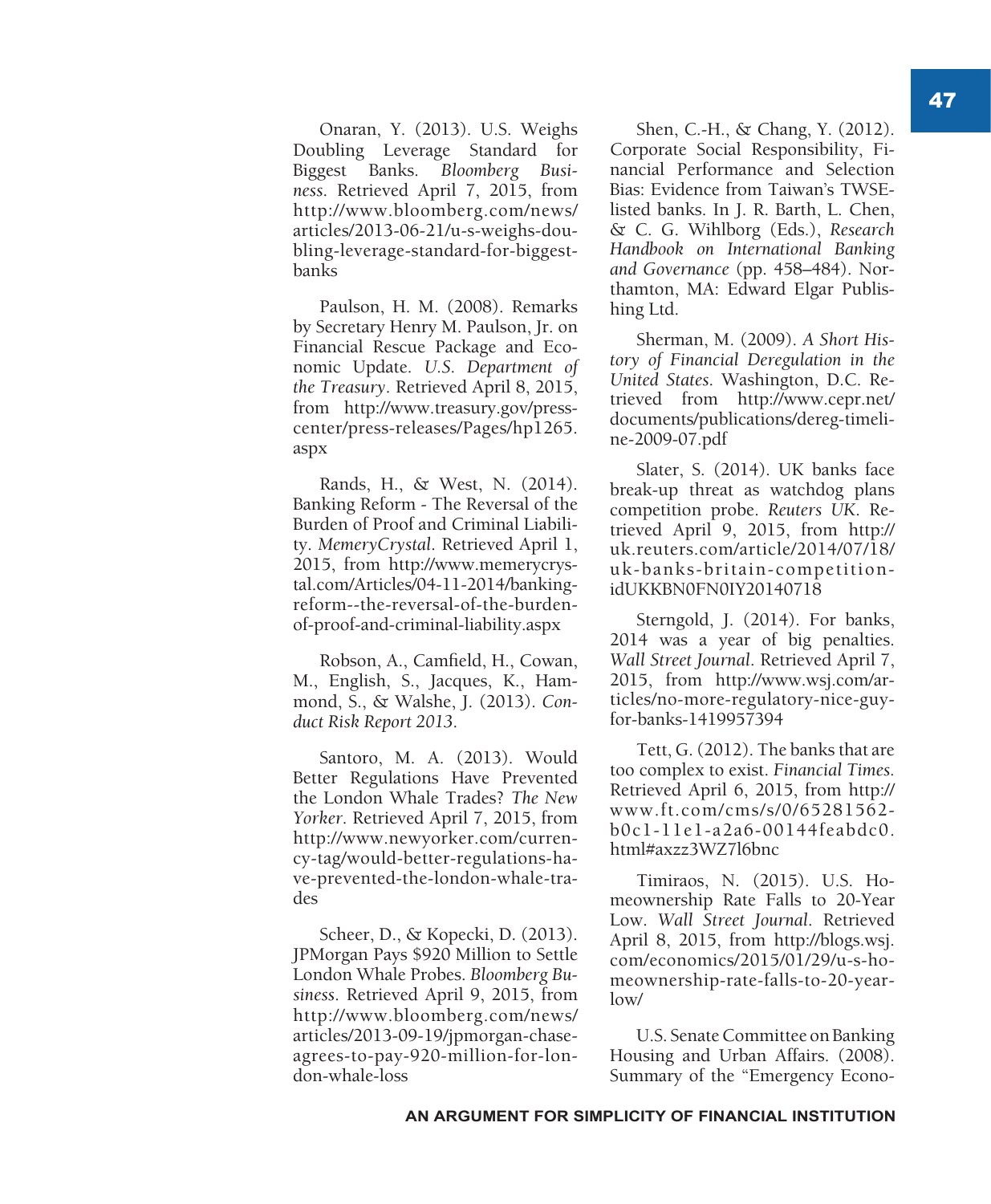Onaran, Y. (2013). U.S. Weighs Doubling Leverage Standard for Biggest Banks. *Bloomberg Business*. Retrieved April 7, 2015, from http://www.bloomberg.com/news/articles/2013-06-21/u-s-weighs-doubling-leverage-standard-for-biggest-banks

Paulson, H. M. (2008). Remarks by Secretary Henry M. Paulson, Jr. on Financial Rescue Package and Economic Update. *U.S. Department of the Treasury*. Retrieved April 8, 2015, from http://www.treasury.gov/press-center/press-releases/Pages/hp1265.aspx

Rands, H., & West, N. (2014). Banking Reform - The Reversal of the Burden of Proof and Criminal Liability. *MemeryCrystal*. Retrieved April 1, 2015, from http://www.memerycrystal.com/Articles/04-11-2014/banking-reform--the-reversal-of-the-burden-of-proof-and-criminal-liability.aspx

Robson, A., Camfield, H., Cowan, M., English, S., Jacques, K., Hammond, S., & Walshe, J. (2013). *Conduct Risk Report 2013*.

Santoro, M. A. (2013). Would Better Regulations Have Prevented the London Whale Trades? *The New Yorker*. Retrieved April 7, 2015, from http://www.newyorker.com/currency-tag/would-better-regulations-have-prevented-the-london-whale-trades

Scheer, D., & Kopecki, D. (2013). JPMorgan Pays $920 Million to Settle London Whale Probes. *Bloomberg Business*. Retrieved April 9, 2015, from http://www.bloomberg.com/news/articles/2013-09-19/jpmorgan-chase-agrees-to-pay-920-million-for-london-whale-loss

Shen, C.-H., & Chang, Y. (2012). Corporate Social Responsibility, Financial Performance and Selection Bias: Evidence from Taiwan's TWSE-listed banks. In J. R. Barth, L. Chen, & C. G. Wihlborg (Eds.), *Research Handbook on International Banking and Governance* (pp. 458–484). Northamton, MA: Edward Elgar Publishing Ltd.

Sherman, M. (2009). *A Short History of Financial Deregulation in the United States*. Washington, D.C. Retrieved from http://www.cepr.net/documents/publications/dereg-timeline-2009-07.pdf

Slater, S. (2014). UK banks face break-up threat as watchdog plans competition probe. *Reuters UK*. Retrieved April 9, 2015, from http://uk.reuters.com/article/2014/07/18/uk-banks-britain-competition-idUKKBN0FN0IY20140718

Sterngold, J. (2014). For banks, 2014 was a year of big penalties. *Wall Street Journal*. Retrieved April 7, 2015, from http://www.wsj.com/articles/no-more-regulatory-nice-guy-for-banks-1419957394

Tett, G. (2012). The banks that are too complex to exist. *Financial Times*. Retrieved April 6, 2015, from http://www.ft.com/cms/s/0/65281562-b0c1-11e1-a2a6-00144feabdc0.html#axzz3WZ7l6bnc

Timiraos, N. (2015). U.S. Homeownership Rate Falls to 20-Year Low. *Wall Street Journal*. Retrieved April 8, 2015, from http://blogs.wsj.com/economics/2015/01/29/u-s-homeownership-rate-falls-to-20-year-low/

U.S. Senate Committee on Banking Housing and Urban Affairs. (2008). Summary of the "Emergency Econo-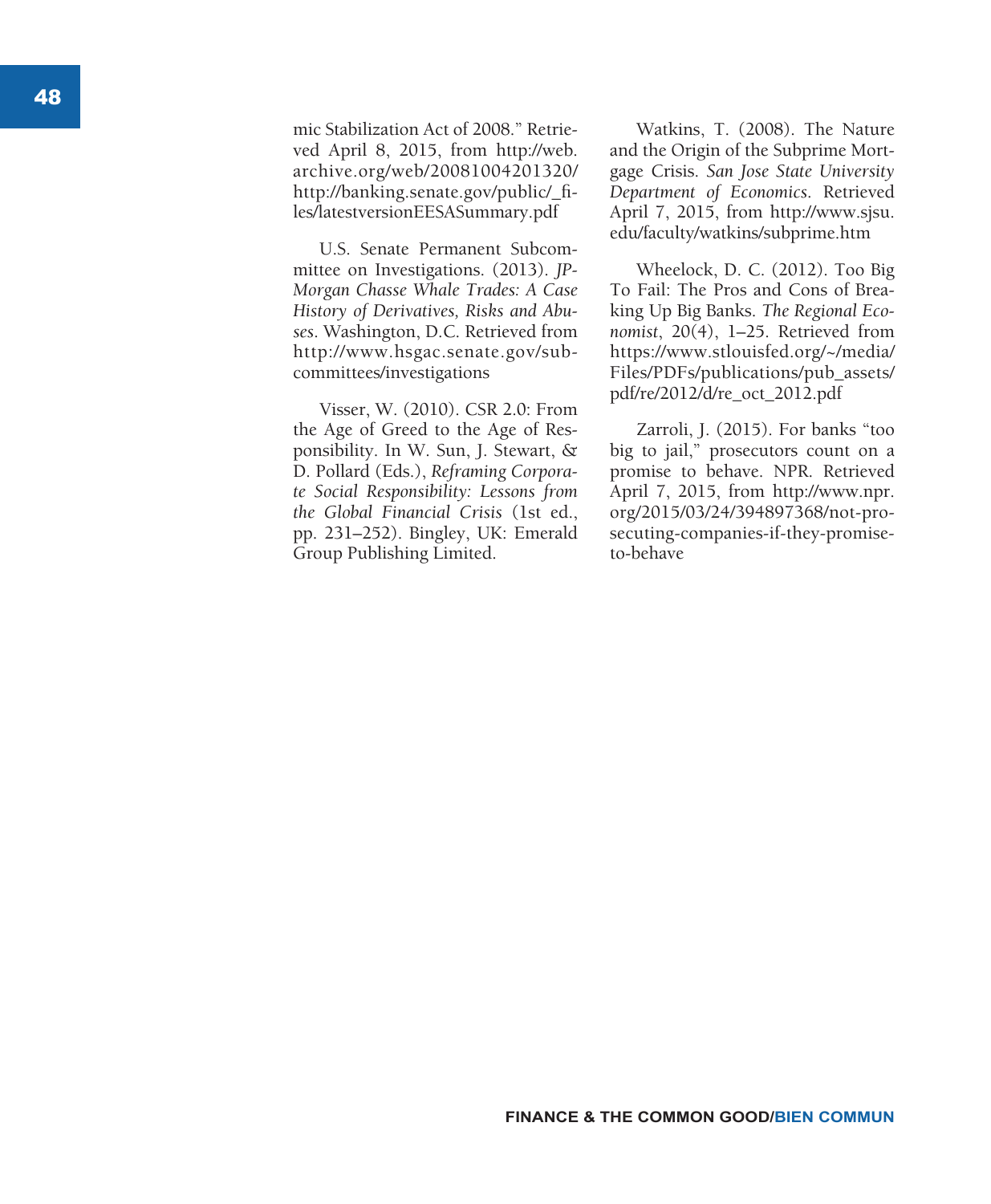mic Stabilization Act of 2008." Retrieved April 8, 2015, from http://web.archive.org/web/20081004201320/http://banking.senate.gov/public/_files/latestversionEESASummary.pdf

U.S. Senate Permanent Subcommittee on Investigations. (2013). *JPMorgan Chasse Whale Trades: A Case History of Derivatives, Risks and Abuses*. Washington, D.C. Retrieved from http://www.hsgac.senate.gov/subcommittees/investigations

Visser, W. (2010). CSR 2.0: From the Age of Greed to the Age of Responsibility. In W. Sun, J. Stewart, & D. Pollard (Eds.), *Reframing Corporate Social Responsibility: Lessons from the Global Financial Crisis* (1st ed., pp. 231–252). Bingley, UK: Emerald Group Publishing Limited.

Watkins, T. (2008). The Nature and the Origin of the Subprime Mortgage Crisis. *San Jose State University Department of Economics*. Retrieved April 7, 2015, from http://www.sjsu.edu/faculty/watkins/subprime.htm

Wheelock, D. C. (2012). Too Big To Fail: The Pros and Cons of Breaking Up Big Banks. *The Regional Economist*, 20(4), 1–25. Retrieved from https://www.stlouisfed.org/~/media/Files/PDFs/publications/pub_assets/pdf/re/2012/d/re_oct_2012.pdf

Zarroli, J. (2015). For banks "too big to jail," prosecutors count on a promise to behave. NPR. Retrieved April 7, 2015, from http://www.npr.org/2015/03/24/394897368/not-prosecuting-companies-if-they-promise-to-behave